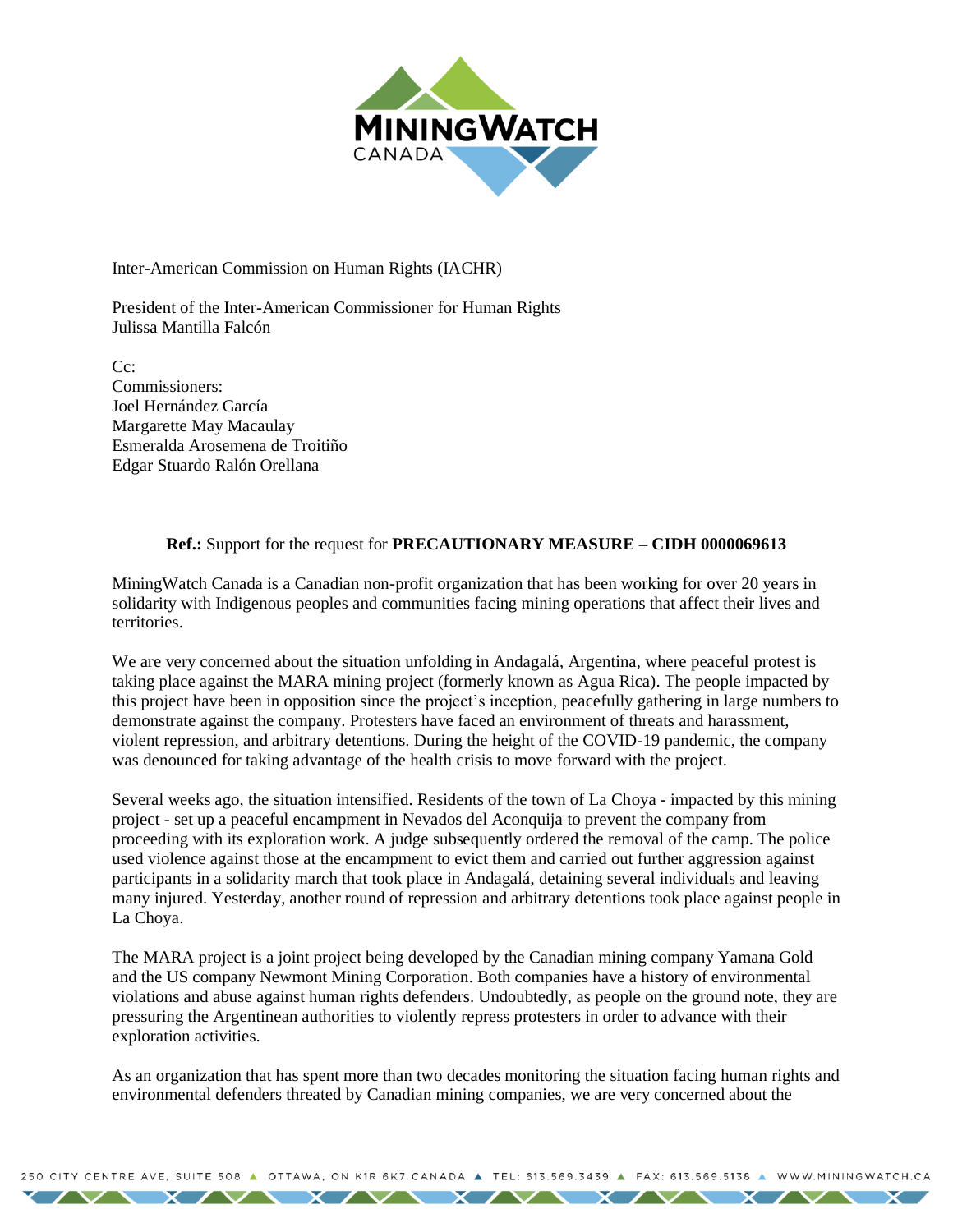Inter-American Commission on Human Rights (IACHR)

President of the Inter-American Commissioner for Human Rights
Julissa Mantilla Falcón

Cc:
Commissioners:
Joel Hernández García
Margarette May Macaulay
Esmeralda Arosemena de Troitiño
Edgar Stuardo Ralón Orellana

**Ref.:** Support for the request for **PRECAUTIONARY MEASURE – CIDH 0000069613**

MiningWatch Canada is a Canadian non-profit organization that has been working for over 20 years in solidarity with Indigenous peoples and communities facing mining operations that affect their lives and territories.

We are very concerned about the situation unfolding in Andagalá, Argentina, where peaceful protest is taking place against the MARA mining project (formerly known as Agua Rica). The people impacted by this project have been in opposition since the project's inception, peacefully gathering in large numbers to demonstrate against the company. Protesters have faced an environment of threats and harassment, violent repression, and arbitrary detentions. During the height of the COVID-19 pandemic, the company was denounced for taking advantage of the health crisis to move forward with the project.

Several weeks ago, the situation intensified. Residents of the town of La Choya - impacted by this mining project - set up a peaceful encampment in Nevados del Aconquija to prevent the company from proceeding with its exploration work. A judge subsequently ordered the removal of the camp. The police used violence against those at the encampment to evict them and carried out further aggression against participants in a solidarity march that took place in Andagalá, detaining several individuals and leaving many injured. Yesterday, another round of repression and arbitrary detentions took place against people in La Choya.

The MARA project is a joint project being developed by the Canadian mining company Yamana Gold and the US company Newmont Mining Corporation. Both companies have a history of environmental violations and abuse against human rights defenders. Undoubtedly, as people on the ground note, they are pressuring the Argentinean authorities to violently repress protesters in order to advance with their exploration activities.

As an organization that has spent more than two decades monitoring the situation facing human rights and environmental defenders threated by Canadian mining companies, we are very concerned about the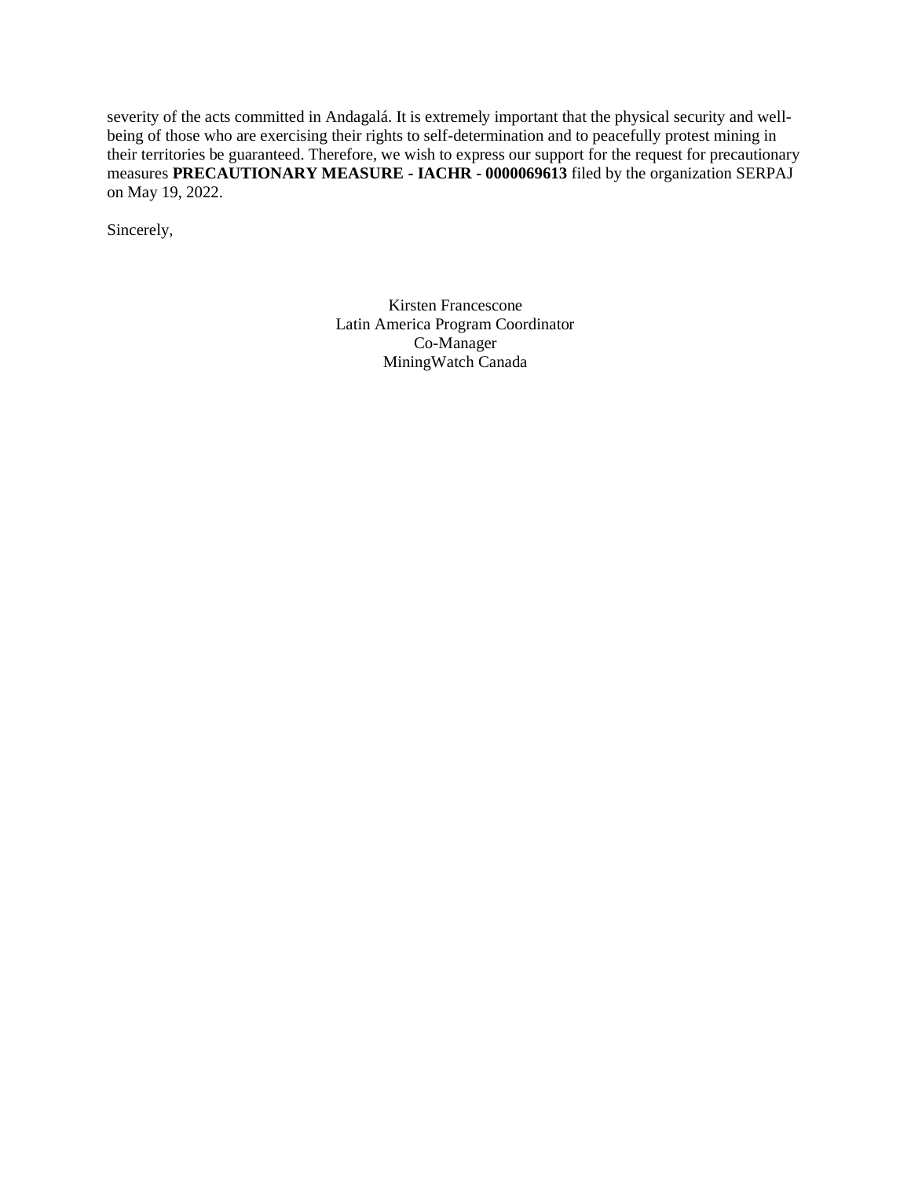severity of the acts committed in Andagalá. It is extremely important that the physical security and well-being of those who are exercising their rights to self-determination and to peacefully protest mining in their territories be guaranteed. Therefore, we wish to express our support for the request for precautionary measures **PRECAUTIONARY MEASURE - IACHR - 0000069613** filed by the organization SERPAJ on May 19, 2022.

Sincerely,

Kirsten Francescone
Latin America Program Coordinator
Co-Manager
MiningWatch Canada